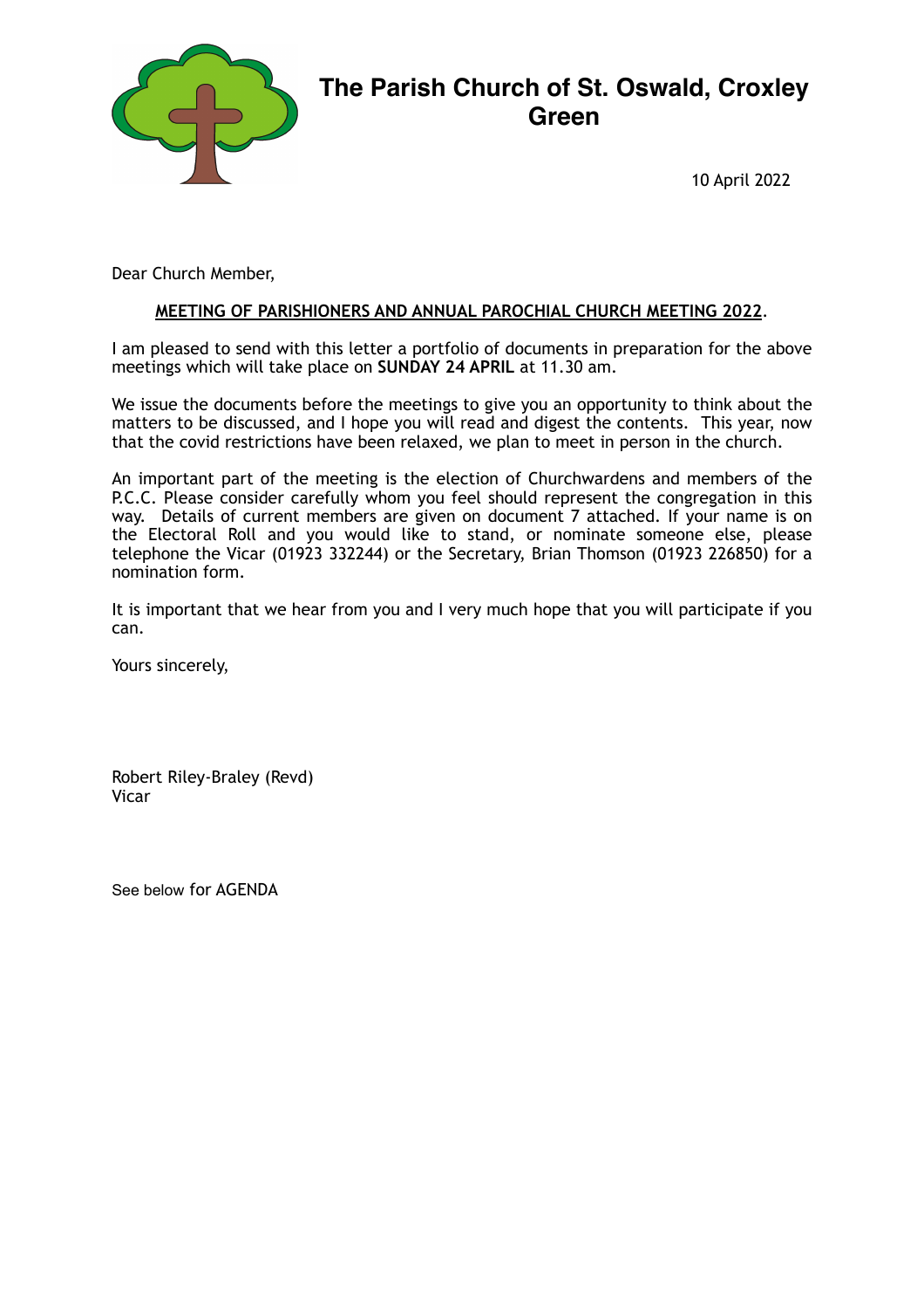# The Parish Church of St. Oswald, Croxley Green

10 April 2022

Dear Church Member,

**MEETING OF PARISHIONERS AND ANNUAL PAROCHIAL CHURCH MEETING 2022.**

I am pleased to send with this letter a portfolio of documents in preparation for the above meetings which will take place on **SUNDAY 24 APRIL** at 11.30 am.

We issue the documents before the meetings to give you an opportunity to think about the matters to be discussed, and I hope you will read and digest the contents. This year, now that the covid restrictions have been relaxed, we plan to meet in person in the church.

An important part of the meeting is the election of Churchwardens and members of the P.C.C. Please consider carefully whom you feel should represent the congregation in this way. Details of current members are given on document 7 attached. If your name is on the Electoral Roll and you would like to stand, or nominate someone else, please telephone the Vicar (01923 332244) or the Secretary, Brian Thomson (01923 226850) for a nomination form.

It is important that we hear from you and I very much hope that you will participate if you can.

Yours sincerely,

Robert Riley-Braley (Revd)
Vicar

See below for AGENDA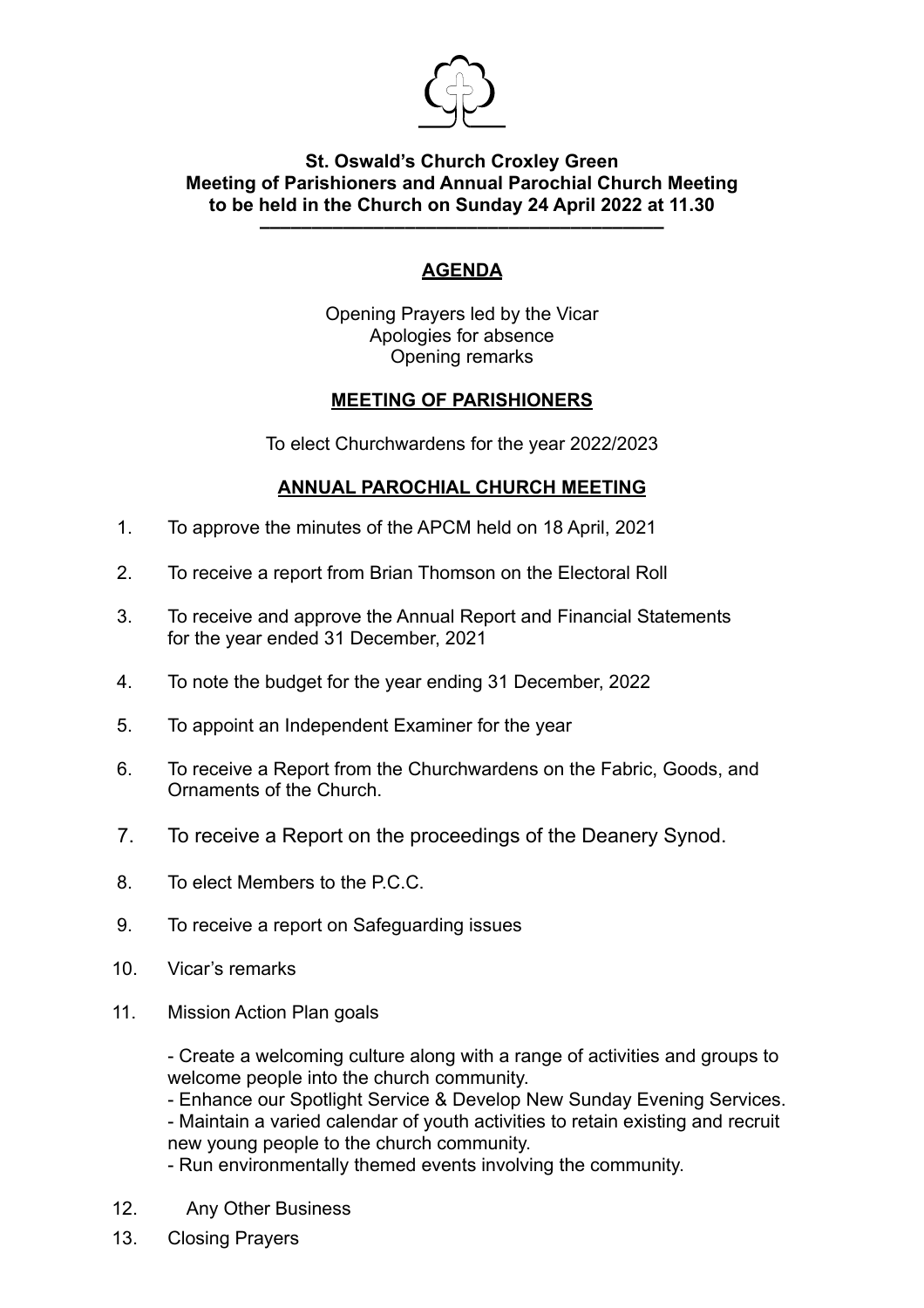**St. Oswald's Church Croxley Green**
**Meeting of Parishioners and Annual Parochial Church Meeting**
**to be held in the Church on Sunday 24 April 2022 at 11.30**

---

## AGENDA

Opening Prayers led by the Vicar
Apologies for absence
Opening remarks

## MEETING OF PARISHIONERS

To elect Churchwardens for the year 2022/2023

## ANNUAL PAROCHIAL CHURCH MEETING

1. To approve the minutes of the APCM held on 18 April, 2021
2. To receive a report from Brian Thomson on the Electoral Roll
3. To receive and approve the Annual Report and Financial Statements for the year ended 31 December, 2021
4. To note the budget for the year ending 31 December, 2022
5. To appoint an Independent Examiner for the year
6. To receive a Report from the Churchwardens on the Fabric, Goods, and Ornaments of the Church.
7. To receive a Report on the proceedings of the Deanery Synod.
8. To elect Members to the P.C.C.
9. To receive a report on Safeguarding issues
10. Vicar's remarks
11. Mission Action Plan goals

    - Create a welcoming culture along with a range of activities and groups to welcome people into the church community.
    - Enhance our Spotlight Service & Develop New Sunday Evening Services.
    - Maintain a varied calendar of youth activities to retain existing and recruit new young people to the church community.
    - Run environmentally themed events involving the community.

12. Any Other Business
13. Closing Prayers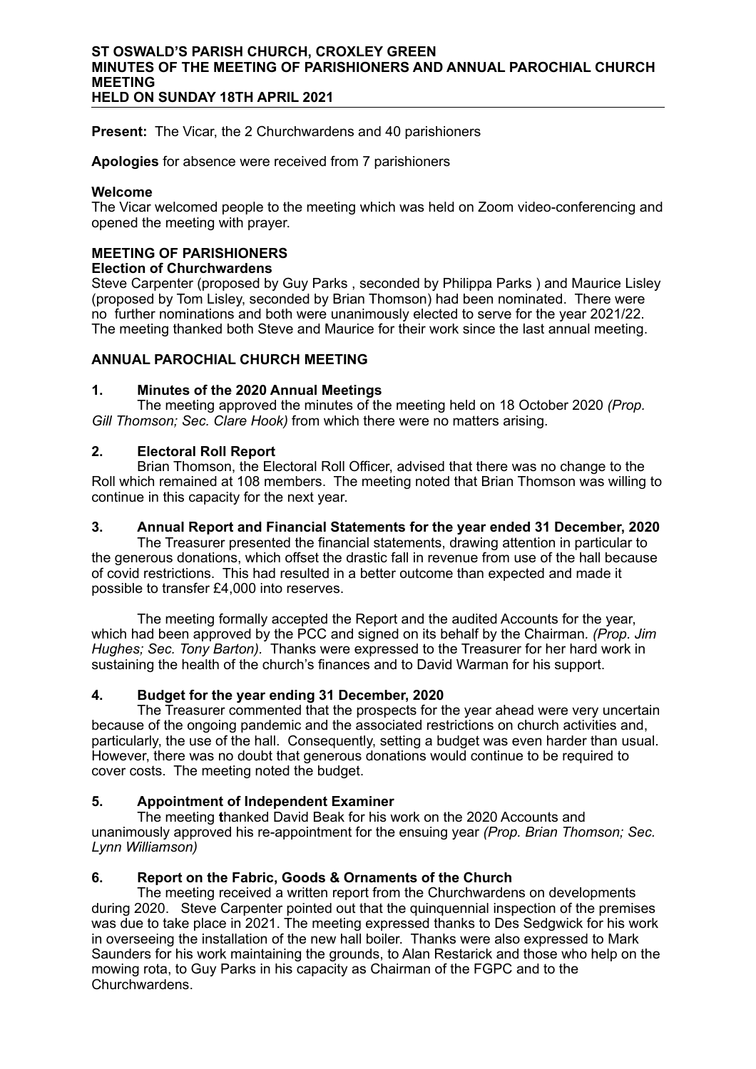**ST OSWALD'S PARISH CHURCH, CROXLEY GREEN**
**MINUTES OF THE MEETING OF PARISHIONERS AND ANNUAL PAROCHIAL CHURCH MEETING**
**HELD ON SUNDAY 18TH APRIL 2021**

---

**Present:** The Vicar, the 2 Churchwardens and 40 parishioners

**Apologies** for absence were received from 7 parishioners

**Welcome**
The Vicar welcomed people to the meeting which was held on Zoom video-conferencing and opened the meeting with prayer.

**MEETING OF PARISHIONERS**
**Election of Churchwardens**
Steve Carpenter (proposed by Guy Parks , seconded by Philippa Parks ) and Maurice Lisley (proposed by Tom Lisley, seconded by Brian Thomson) had been nominated. There were no further nominations and both were unanimously elected to serve for the year 2021/22. The meeting thanked both Steve and Maurice for their work since the last annual meeting.

**ANNUAL PAROCHIAL CHURCH MEETING**

**1. Minutes of the 2020 Annual Meetings**
The meeting approved the minutes of the meeting held on 18 October 2020 *(Prop. Gill Thomson; Sec. Clare Hook)* from which there were no matters arising.

**2. Electoral Roll Report**
Brian Thomson, the Electoral Roll Officer, advised that there was no change to the Roll which remained at 108 members. The meeting noted that Brian Thomson was willing to continue in this capacity for the next year.

**3. Annual Report and Financial Statements for the year ended 31 December, 2020**
The Treasurer presented the financial statements, drawing attention in particular to the generous donations, which offset the drastic fall in revenue from use of the hall because of covid restrictions. This had resulted in a better outcome than expected and made it possible to transfer £4,000 into reserves.

The meeting formally accepted the Report and the audited Accounts for the year, which had been approved by the PCC and signed on its behalf by the Chairman. *(Prop. Jim Hughes; Sec. Tony Barton)*. Thanks were expressed to the Treasurer for her hard work in sustaining the health of the church's finances and to David Warman for his support.

**4. Budget for the year ending 31 December, 2020**
The Treasurer commented that the prospects for the year ahead were very uncertain because of the ongoing pandemic and the associated restrictions on church activities and, particularly, the use of the hall. Consequently, setting a budget was even harder than usual. However, there was no doubt that generous donations would continue to be required to cover costs. The meeting noted the budget.

**5. Appointment of Independent Examiner**
The meeting **t**hanked David Beak for his work on the 2020 Accounts and unanimously approved his re-appointment for the ensuing year *(Prop. Brian Thomson; Sec. Lynn Williamson)*

**6. Report on the Fabric, Goods & Ornaments of the Church**
The meeting received a written report from the Churchwardens on developments during 2020. Steve Carpenter pointed out that the quinquennial inspection of the premises was due to take place in 2021. The meeting expressed thanks to Des Sedgwick for his work in overseeing the installation of the new hall boiler. Thanks were also expressed to Mark Saunders for his work maintaining the grounds, to Alan Restarick and those who help on the mowing rota, to Guy Parks in his capacity as Chairman of the FGPC and to the Churchwardens.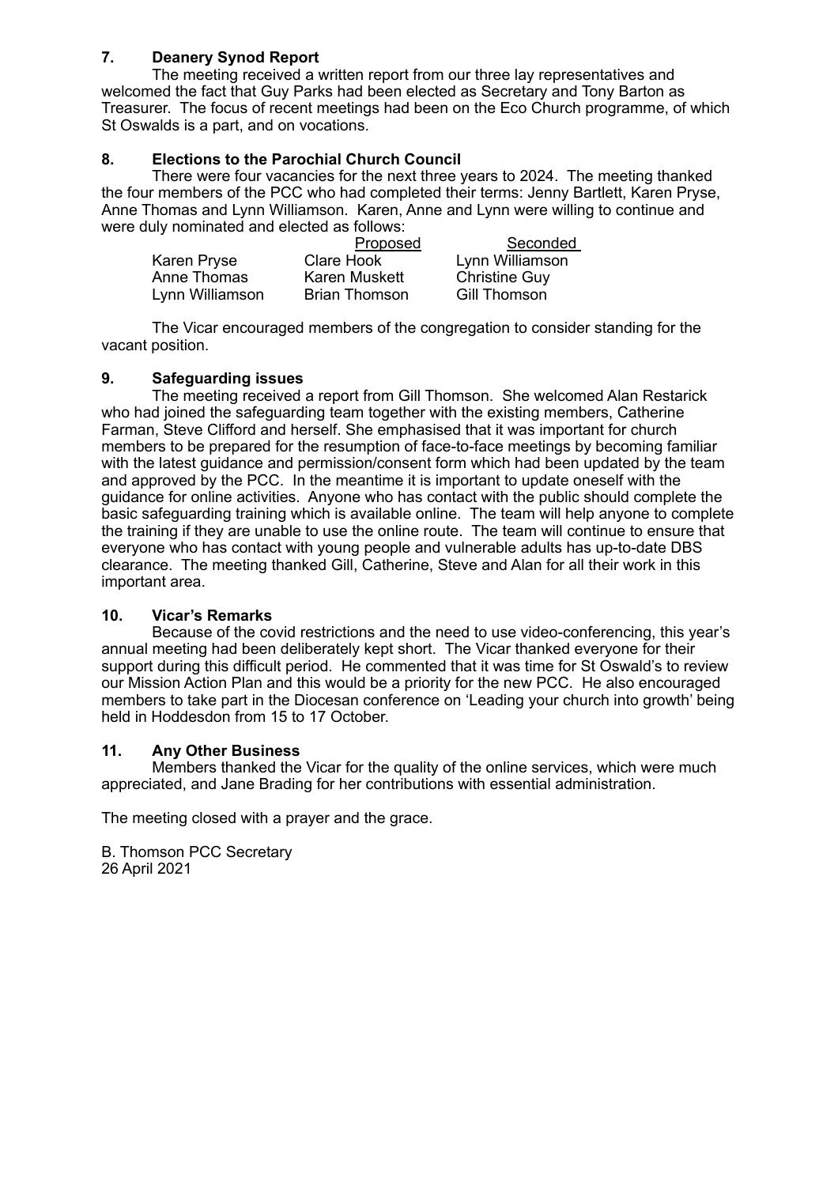**7. Deanery Synod Report**

The meeting received a written report from our three lay representatives and welcomed the fact that Guy Parks had been elected as Secretary and Tony Barton as Treasurer. The focus of recent meetings had been on the Eco Church programme, of which St Oswalds is a part, and on vocations.

**8. Elections to the Parochial Church Council**

There were four vacancies for the next three years to 2024. The meeting thanked the four members of the PCC who had completed their terms: Jenny Bartlett, Karen Pryse, Anne Thomas and Lynn Williamson. Karen, Anne and Lynn were willing to continue and were duly nominated and elected as follows:

| | Proposed | Seconded |
|---|---|---|
| Karen Pryse | Clare Hook | Lynn Williamson |
| Anne Thomas | Karen Muskett | Christine Guy |
| Lynn Williamson | Brian Thomson | Gill Thomson |

The Vicar encouraged members of the congregation to consider standing for the vacant position.

**9. Safeguarding issues**

The meeting received a report from Gill Thomson. She welcomed Alan Restarick who had joined the safeguarding team together with the existing members, Catherine Farman, Steve Clifford and herself. She emphasised that it was important for church members to be prepared for the resumption of face-to-face meetings by becoming familiar with the latest guidance and permission/consent form which had been updated by the team and approved by the PCC. In the meantime it is important to update oneself with the guidance for online activities. Anyone who has contact with the public should complete the basic safeguarding training which is available online. The team will help anyone to complete the training if they are unable to use the online route. The team will continue to ensure that everyone who has contact with young people and vulnerable adults has up-to-date DBS clearance. The meeting thanked Gill, Catherine, Steve and Alan for all their work in this important area.

**10. Vicar's Remarks**

Because of the covid restrictions and the need to use video-conferencing, this year's annual meeting had been deliberately kept short. The Vicar thanked everyone for their support during this difficult period. He commented that it was time for St Oswald's to review our Mission Action Plan and this would be a priority for the new PCC. He also encouraged members to take part in the Diocesan conference on 'Leading your church into growth' being held in Hoddesdon from 15 to 17 October.

**11. Any Other Business**

Members thanked the Vicar for the quality of the online services, which were much appreciated, and Jane Brading for her contributions with essential administration.

The meeting closed with a prayer and the grace.

B. Thomson PCC Secretary
26 April 2021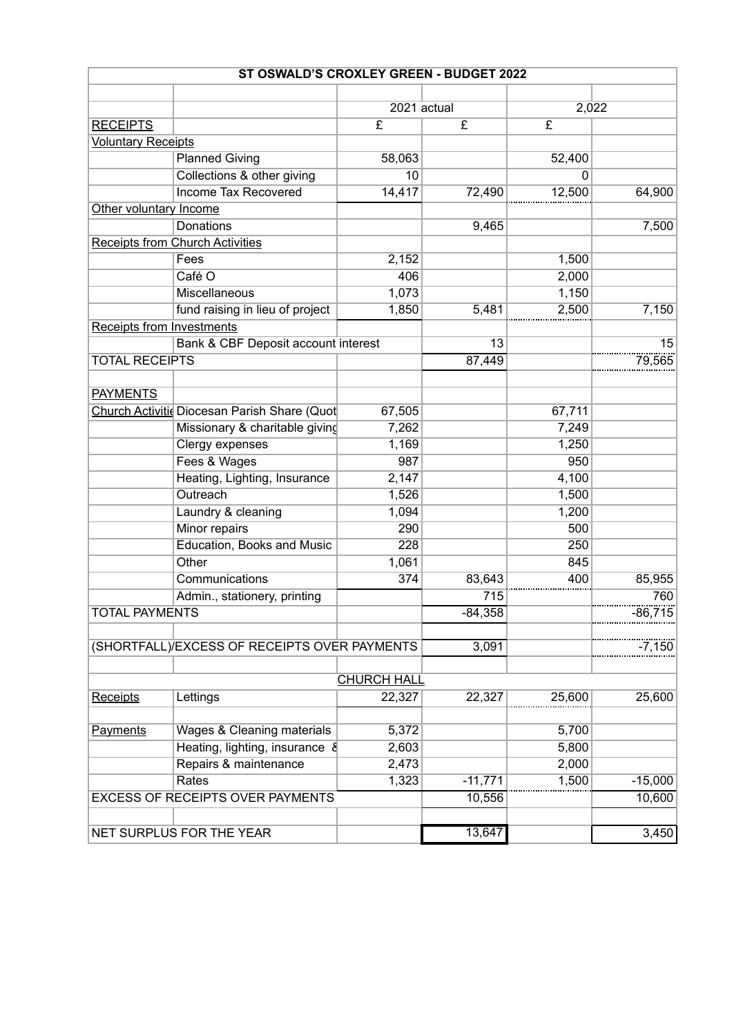# ST OSWALD'S CROXLEY GREEN - BUDGET 2022

| | | 2021 actual | | 2,022 | |
|---|---|---|---|---|---|
| RECEIPTS | | £ | £ | £ | |
| Voluntary Receipts | | | | | |
| | Planned Giving | 58,063 | | 52,400 | |
| | Collections & other giving | 10 | | 0 | |
| | Income Tax Recovered | 14,417 | 72,490 | 12,500 | 64,900 |
| Other voluntary Income | | | | | |
| | Donations | | 9,465 | | 7,500 |
| Receipts from Church Activities | | | | | |
| | Fees | 2,152 | | 1,500 | |
| | Café O | 406 | | 2,000 | |
| | Miscellaneous | 1,073 | | 1,150 | |
| | fund raising in lieu of project | 1,850 | 5,481 | 2,500 | 7,150 |
| Receipts from Investments | | | | | |
| | Bank & CBF Deposit account interest | | 13 | | 15 |
| TOTAL RECEIPTS | | | 87,449 | | 79,565 |
| | | | | | |
| PAYMENTS | | | | | |
| Church Activitie | Diocesan Parish Share (Quot | 67,505 | | 67,711 | |
| | Missionary & charitable giving | 7,262 | | 7,249 | |
| | Clergy expenses | 1,169 | | 1,250 | |
| | Fees & Wages | 987 | | 950 | |
| | Heating, Lighting, Insurance | 2,147 | | 4,100 | |
| | Outreach | 1,526 | | 1,500 | |
| | Laundry & cleaning | 1,094 | | 1,200 | |
| | Minor repairs | 290 | | 500 | |
| | Education, Books and Music | 228 | | 250 | |
| | Other | 1,061 | | 845 | |
| | Communications | 374 | 83,643 | 400 | 85,955 |
| | Admin., stationery, printing | | 715 | | 760 |
| TOTAL PAYMENTS | | | -84,358 | | -86,715 |
| | | | | | |
| (SHORTFALL)/EXCESS OF RECEIPTS OVER PAYMENTS | | | 3,091 | | -7,150 |
| | | | | | |
| | | CHURCH HALL | | | |
| Receipts | Lettings | 22,327 | 22,327 | 25,600 | 25,600 |
| | | | | | |
| Payments | Wages & Cleaning materials | 5,372 | | 5,700 | |
| | Heating, lighting, insurance & | 2,603 | | 5,800 | |
| | Repairs & maintenance | 2,473 | | 2,000 | |
| | Rates | 1,323 | -11,771 | 1,500 | -15,000 |
| EXCESS OF RECEIPTS OVER PAYMENTS | | | 10,556 | | 10,600 |
| | | | | | |
| NET SURPLUS FOR THE YEAR | | | 13,647 | | 3,450 |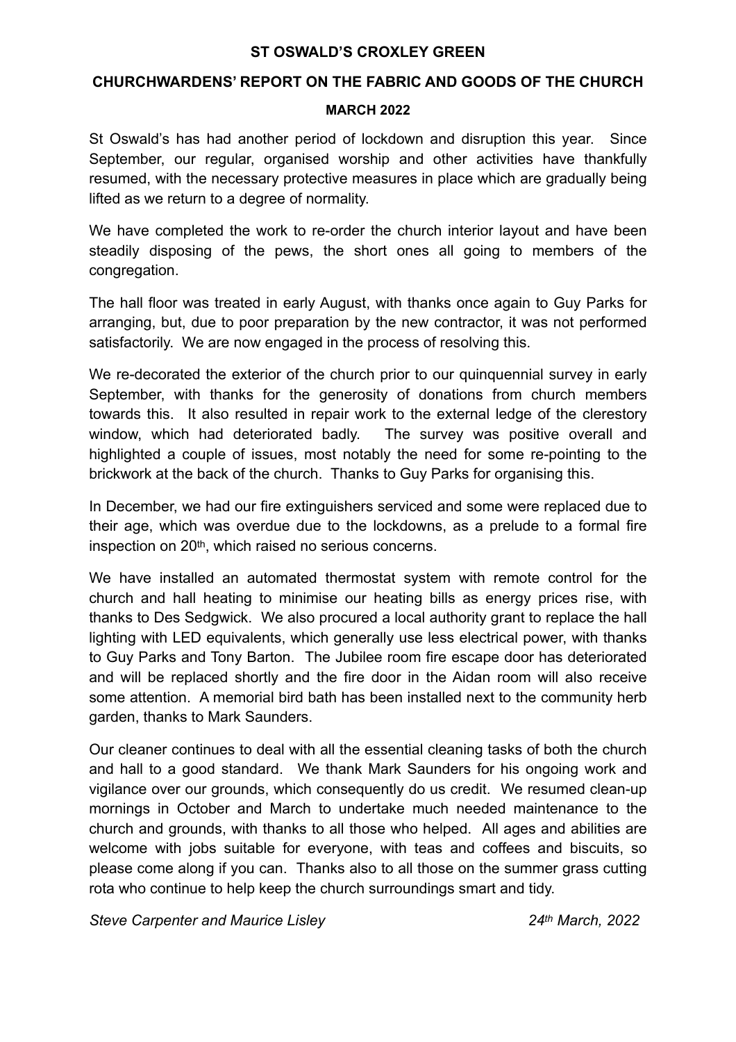**ST OSWALD'S CROXLEY GREEN**

**CHURCHWARDENS' REPORT ON THE FABRIC AND GOODS OF THE CHURCH**

**MARCH 2022**

St Oswald's has had another period of lockdown and disruption this year. Since September, our regular, organised worship and other activities have thankfully resumed, with the necessary protective measures in place which are gradually being lifted as we return to a degree of normality.

We have completed the work to re-order the church interior layout and have been steadily disposing of the pews, the short ones all going to members of the congregation.

The hall floor was treated in early August, with thanks once again to Guy Parks for arranging, but, due to poor preparation by the new contractor, it was not performed satisfactorily. We are now engaged in the process of resolving this.

We re-decorated the exterior of the church prior to our quinquennial survey in early September, with thanks for the generosity of donations from church members towards this. It also resulted in repair work to the external ledge of the clerestory window, which had deteriorated badly. The survey was positive overall and highlighted a couple of issues, most notably the need for some re-pointing to the brickwork at the back of the church. Thanks to Guy Parks for organising this.

In December, we had our fire extinguishers serviced and some were replaced due to their age, which was overdue due to the lockdowns, as a prelude to a formal fire inspection on 20th, which raised no serious concerns.

We have installed an automated thermostat system with remote control for the church and hall heating to minimise our heating bills as energy prices rise, with thanks to Des Sedgwick. We also procured a local authority grant to replace the hall lighting with LED equivalents, which generally use less electrical power, with thanks to Guy Parks and Tony Barton. The Jubilee room fire escape door has deteriorated and will be replaced shortly and the fire door in the Aidan room will also receive some attention. A memorial bird bath has been installed next to the community herb garden, thanks to Mark Saunders.

Our cleaner continues to deal with all the essential cleaning tasks of both the church and hall to a good standard. We thank Mark Saunders for his ongoing work and vigilance over our grounds, which consequently do us credit. We resumed clean-up mornings in October and March to undertake much needed maintenance to the church and grounds, with thanks to all those who helped. All ages and abilities are welcome with jobs suitable for everyone, with teas and coffees and biscuits, so please come along if you can. Thanks also to all those on the summer grass cutting rota who continue to help keep the church surroundings smart and tidy.

*Steve Carpenter and Maurice Lisley* *24th March, 2022*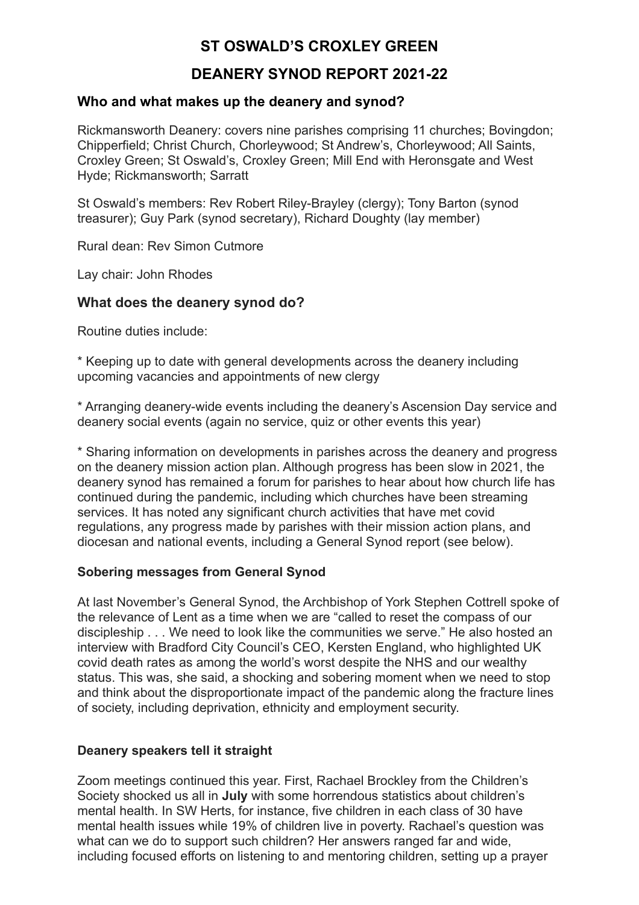# ST OSWALD'S CROXLEY GREEN

# DEANERY SYNOD REPORT 2021-22

## Who and what makes up the deanery and synod?

Rickmansworth Deanery: covers nine parishes comprising 11 churches; Bovingdon; Chipperfield; Christ Church, Chorleywood; St Andrew's, Chorleywood; All Saints, Croxley Green; St Oswald's, Croxley Green; Mill End with Heronsgate and West Hyde; Rickmansworth; Sarratt

St Oswald's members: Rev Robert Riley-Brayley (clergy); Tony Barton (synod treasurer); Guy Park (synod secretary), Richard Doughty (lay member)

Rural dean: Rev Simon Cutmore

Lay chair: John Rhodes

## What does the deanery synod do?

Routine duties include:

* Keeping up to date with general developments across the deanery including upcoming vacancies and appointments of new clergy

* Arranging deanery-wide events including the deanery's Ascension Day service and deanery social events (again no service, quiz or other events this year)

* Sharing information on developments in parishes across the deanery and progress on the deanery mission action plan. Although progress has been slow in 2021, the deanery synod has remained a forum for parishes to hear about how church life has continued during the pandemic, including which churches have been streaming services. It has noted any significant church activities that have met covid regulations, any progress made by parishes with their mission action plans, and diocesan and national events, including a General Synod report (see below).

### Sobering messages from General Synod

At last November's General Synod, the Archbishop of York Stephen Cottrell spoke of the relevance of Lent as a time when we are "called to reset the compass of our discipleship . . . We need to look like the communities we serve." He also hosted an interview with Bradford City Council's CEO, Kersten England, who highlighted UK covid death rates as among the world's worst despite the NHS and our wealthy status. This was, she said, a shocking and sobering moment when we need to stop and think about the disproportionate impact of the pandemic along the fracture lines of society, including deprivation, ethnicity and employment security.

### Deanery speakers tell it straight

Zoom meetings continued this year. First, Rachael Brockley from the Children's Society shocked us all in **July** with some horrendous statistics about children's mental health. In SW Herts, for instance, five children in each class of 30 have mental health issues while 19% of children live in poverty. Rachael's question was what can we do to support such children? Her answers ranged far and wide, including focused efforts on listening to and mentoring children, setting up a prayer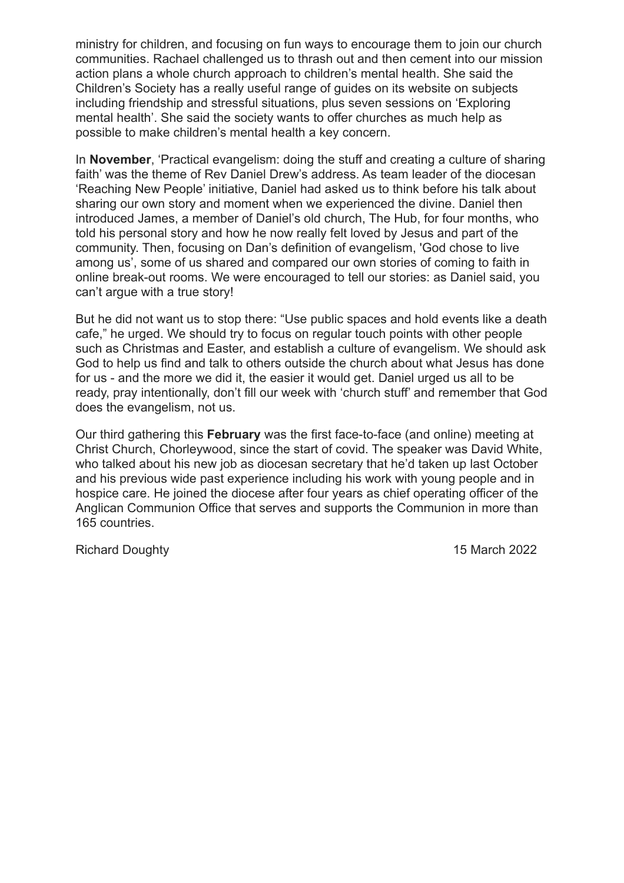ministry for children, and focusing on fun ways to encourage them to join our church communities. Rachael challenged us to thrash out and then cement into our mission action plans a whole church approach to children's mental health. She said the Children's Society has a really useful range of guides on its website on subjects including friendship and stressful situations, plus seven sessions on 'Exploring mental health'. She said the society wants to offer churches as much help as possible to make children's mental health a key concern.

In **November**, 'Practical evangelism: doing the stuff and creating a culture of sharing faith' was the theme of Rev Daniel Drew's address. As team leader of the diocesan 'Reaching New People' initiative, Daniel had asked us to think before his talk about sharing our own story and moment when we experienced the divine. Daniel then introduced James, a member of Daniel's old church, The Hub, for four months, who told his personal story and how he now really felt loved by Jesus and part of the community. Then, focusing on Dan's definition of evangelism, 'God chose to live among us', some of us shared and compared our own stories of coming to faith in online break-out rooms. We were encouraged to tell our stories: as Daniel said, you can't argue with a true story!

But he did not want us to stop there: "Use public spaces and hold events like a death cafe," he urged. We should try to focus on regular touch points with other people such as Christmas and Easter, and establish a culture of evangelism. We should ask God to help us find and talk to others outside the church about what Jesus has done for us - and the more we did it, the easier it would get. Daniel urged us all to be ready, pray intentionally, don't fill our week with 'church stuff' and remember that God does the evangelism, not us.

Our third gathering this **February** was the first face-to-face (and online) meeting at Christ Church, Chorleywood, since the start of covid. The speaker was David White, who talked about his new job as diocesan secretary that he'd taken up last October and his previous wide past experience including his work with young people and in hospice care. He joined the diocese after four years as chief operating officer of the Anglican Communion Office that serves and supports the Communion in more than 165 countries.

Richard Doughty 15 March 2022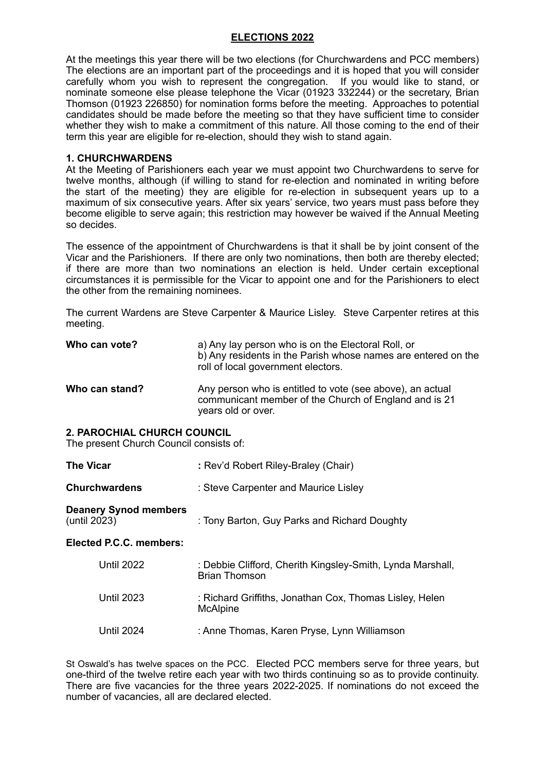# ELECTIONS 2022

At the meetings this year there will be two elections (for Churchwardens and PCC members) The elections are an important part of the proceedings and it is hoped that you will consider carefully whom you wish to represent the congregation. If you would like to stand, or nominate someone else please telephone the Vicar (01923 332244) or the secretary, Brian Thomson (01923 226850) for nomination forms before the meeting. Approaches to potential candidates should be made before the meeting so that they have sufficient time to consider whether they wish to make a commitment of this nature. All those coming to the end of their term this year are eligible for re-election, should they wish to stand again.

## 1. CHURCHWARDENS

At the Meeting of Parishioners each year we must appoint two Churchwardens to serve for twelve months, although (if willing to stand for re-election and nominated in writing before the start of the meeting) they are eligible for re-election in subsequent years up to a maximum of six consecutive years. After six years' service, two years must pass before they become eligible to serve again; this restriction may however be waived if the Annual Meeting so decides.

The essence of the appointment of Churchwardens is that it shall be by joint consent of the Vicar and the Parishioners. If there are only two nominations, then both are thereby elected; if there are more than two nominations an election is held. Under certain exceptional circumstances it is permissible for the Vicar to appoint one and for the Parishioners to elect the other from the remaining nominees.

The current Wardens are Steve Carpenter & Maurice Lisley. Steve Carpenter retires at this meeting.

**Who can vote?**
a) Any lay person who is on the Electoral Roll, or
b) Any residents in the Parish whose names are entered on the roll of local government electors.

**Who can stand?**
Any person who is entitled to vote (see above), an actual communicant member of the Church of England and is 21 years old or over.

## 2. PAROCHIAL CHURCH COUNCIL

The present Church Council consists of:

**The Vicar** : Rev'd Robert Riley-Braley (Chair)

**Churchwardens** : Steve Carpenter and Maurice Lisley

**Deanery Synod members** (until 2023) : Tony Barton, Guy Parks and Richard Doughty

**Elected P.C.C. members:**

- Until 2022 : Debbie Clifford, Cherith Kingsley-Smith, Lynda Marshall, Brian Thomson
- Until 2023 : Richard Griffiths, Jonathan Cox, Thomas Lisley, Helen McAlpine
- Until 2024 : Anne Thomas, Karen Pryse, Lynn Williamson

St Oswald's has twelve spaces on the PCC. Elected PCC members serve for three years, but one-third of the twelve retire each year with two thirds continuing so as to provide continuity. There are five vacancies for the three years 2022-2025. If nominations do not exceed the number of vacancies, all are declared elected.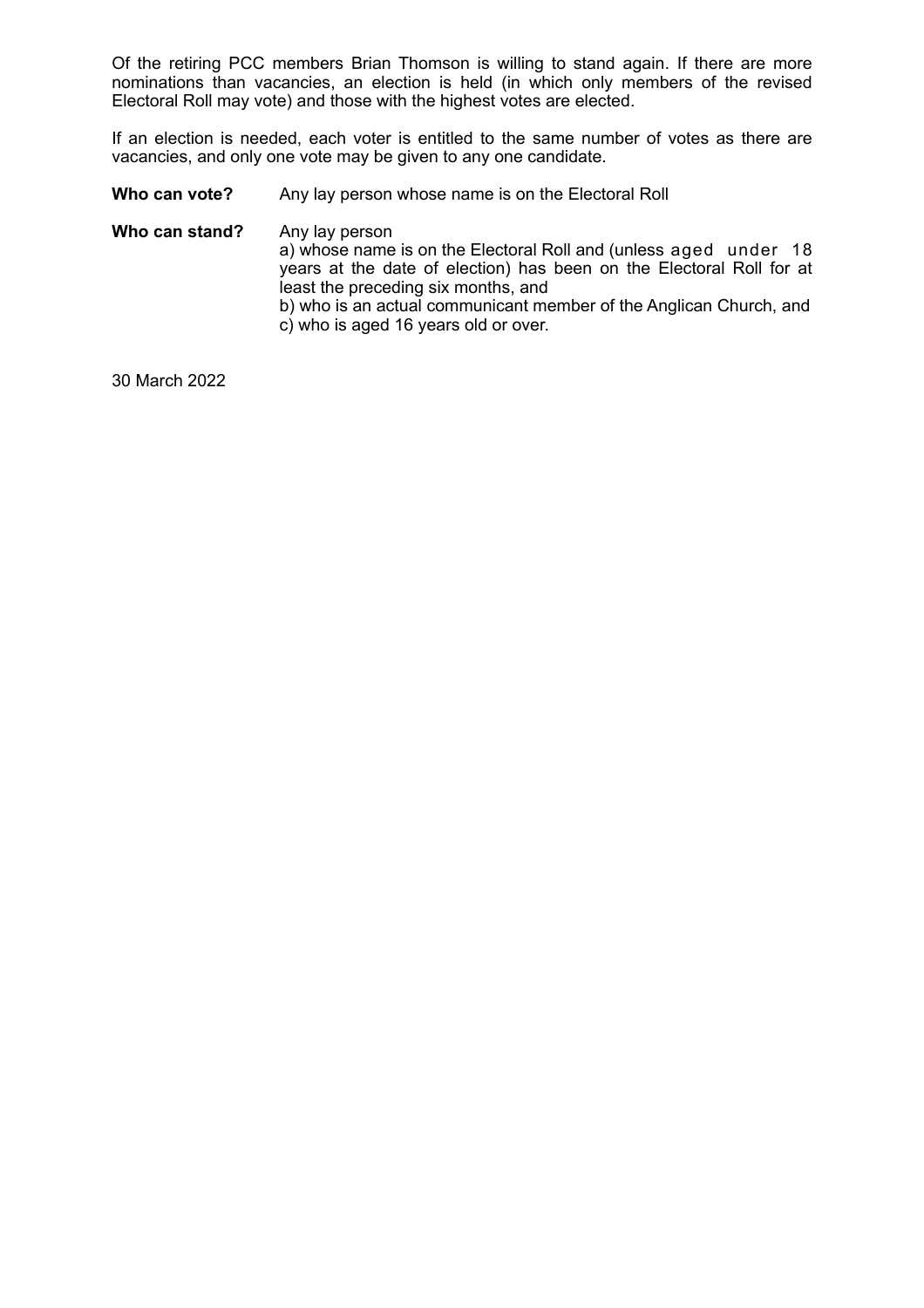Of the retiring PCC members Brian Thomson is willing to stand again. If there are more nominations than vacancies, an election is held (in which only members of the revised Electoral Roll may vote) and those with the highest votes are elected.

If an election is needed, each voter is entitled to the same number of votes as there are vacancies, and only one vote may be given to any one candidate.

**Who can vote?** Any lay person whose name is on the Electoral Roll

**Who can stand?** Any lay person
a) whose name is on the Electoral Roll and (unless aged under 18 years at the date of election) has been on the Electoral Roll for at least the preceding six months, and
b) who is an actual communicant member of the Anglican Church, and
c) who is aged 16 years old or over.

30 March 2022